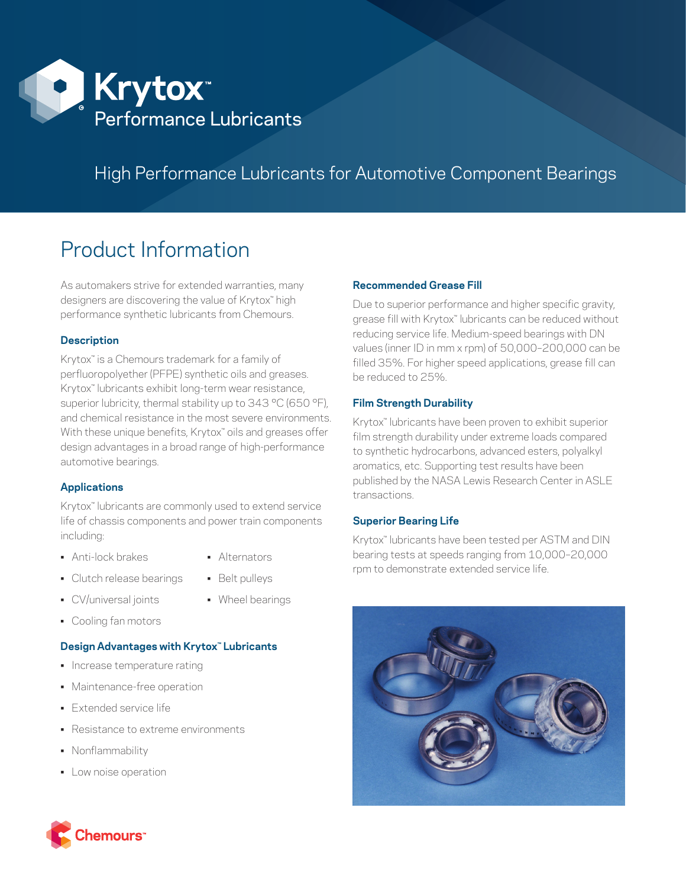# Krytox™ Performance Lubricants

## High Performance Lubricants for Automotive Component Bearings

## Product Information

As automakers strive for extended warranties, many designers are discovering the value of Krytox™ high performance synthetic lubricants from Chemours.

### Description

Krytox™ is a Chemours trademark for a family of perfluoropolyether (PFPE) synthetic oils and greases. Krytox™ lubricants exhibit long-term wear resistance, superior lubricity, thermal stability up to 343 °C (650 °F), and chemical resistance in the most severe environments. With these unique benefits, Krytox™ oils and greases offer design advantages in a broad range of high-performance automotive bearings.

### Applications

Krytox™ lubricants are commonly used to extend service life of chassis components and power train components including:

- Anti-lock brakes
- Clutch release bearings
- CV/universal joints
- Cooling fan motors
- Alternators
- Belt pulleys
- Wheel bearings

### Design Advantages with Krytox™ Lubricants

- Increase temperature rating
- Maintenance-free operation
- Extended service life
- Resistance to extreme environments
- Nonflammability
- Low noise operation

### Recommended Grease Fill

Due to superior performance and higher specific gravity, grease fill with Krytox™ lubricants can be reduced without reducing service life. Medium-speed bearings with DN values (inner ID in mm x rpm) of 50,000–200,000 can be filled 35%. For higher speed applications, grease fill can be reduced to 25%.

### Film Strength Durability

Krytox™ lubricants have been proven to exhibit superior film strength durability under extreme loads compared to synthetic hydrocarbons, advanced esters, polyalkyl aromatics, etc. Supporting test results have been published by the NASA Lewis Research Center in ASLE transactions.

### Superior Bearing Life

Krytox™ lubricants have been tested per ASTM and DIN bearing tests at speeds ranging from 10,000–20,000 rpm to demonstrate extended service life.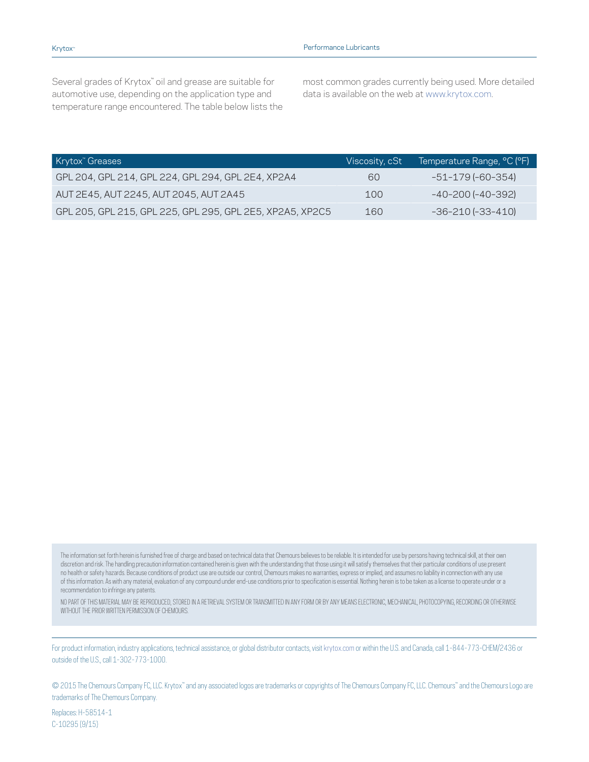Several grades of Krytox™ oil and grease are suitable for automotive use, depending on the application type and temperature range encountered. The table below lists the most common grades currently being used. More detailed data is available on the web at www.krytox.com.

| Krytox™ Greases | Viscosity, cSt | Temperature Range, °C (°F) |
|---|---|---|
| GPL 204, GPL 214, GPL 224, GPL 294, GPL 2E4, XP2A4 | 60 | –51–179 (–60–354) |
| AUT 2E45, AUT 2245, AUT 2045, AUT 2A45 | 100 | –40–200 (–40–392) |
| GPL 205, GPL 215, GPL 225, GPL 295, GPL 2E5, XP2A5, XP2C5 | 160 | –36–210 (–33–410) |

The information set forth herein is furnished free of charge and based on technical data that Chemours believes to be reliable. It is intended for use by persons having technical skill, at their own discretion and risk. The handling precaution information contained herein is given with the understanding that those using it will satisfy themselves that their particular conditions of use present no health or safety hazards. Because conditions of product use are outside our control, Chemours makes no warranties, express or implied, and assumes no liability in connection with any use of this information. As with any material, evaluation of any compound under end-use conditions prior to specification is essential. Nothing herein is to be taken as a license to operate under or a recommendation to infringe any patents.

NO PART OF THIS MATERIAL MAY BE REPRODUCED, STORED IN A RETRIEVAL SYSTEM OR TRANSMITTED IN ANY FORM OR BY ANY MEANS ELECTRONIC, MECHANICAL, PHOTOCOPYING, RECORDING OR OTHERWISE WITHOUT THE PRIOR WRITTEN PERMISSION OF CHEMOURS.

For product information, industry applications, technical assistance, or global distributor contacts, visit krytox.com or within the U.S. and Canada, call 1-844-773-CHEM/2436 or outside of the U.S., call 1-302-773-1000.

© 2015 The Chemours Company FC, LLC. Krytox™ and any associated logos are trademarks or copyrights of The Chemours Company FC, LLC. Chemours™ and the Chemours Logo are trademarks of The Chemours Company.

Replaces: H-58514-1
C-10295 (9/15)